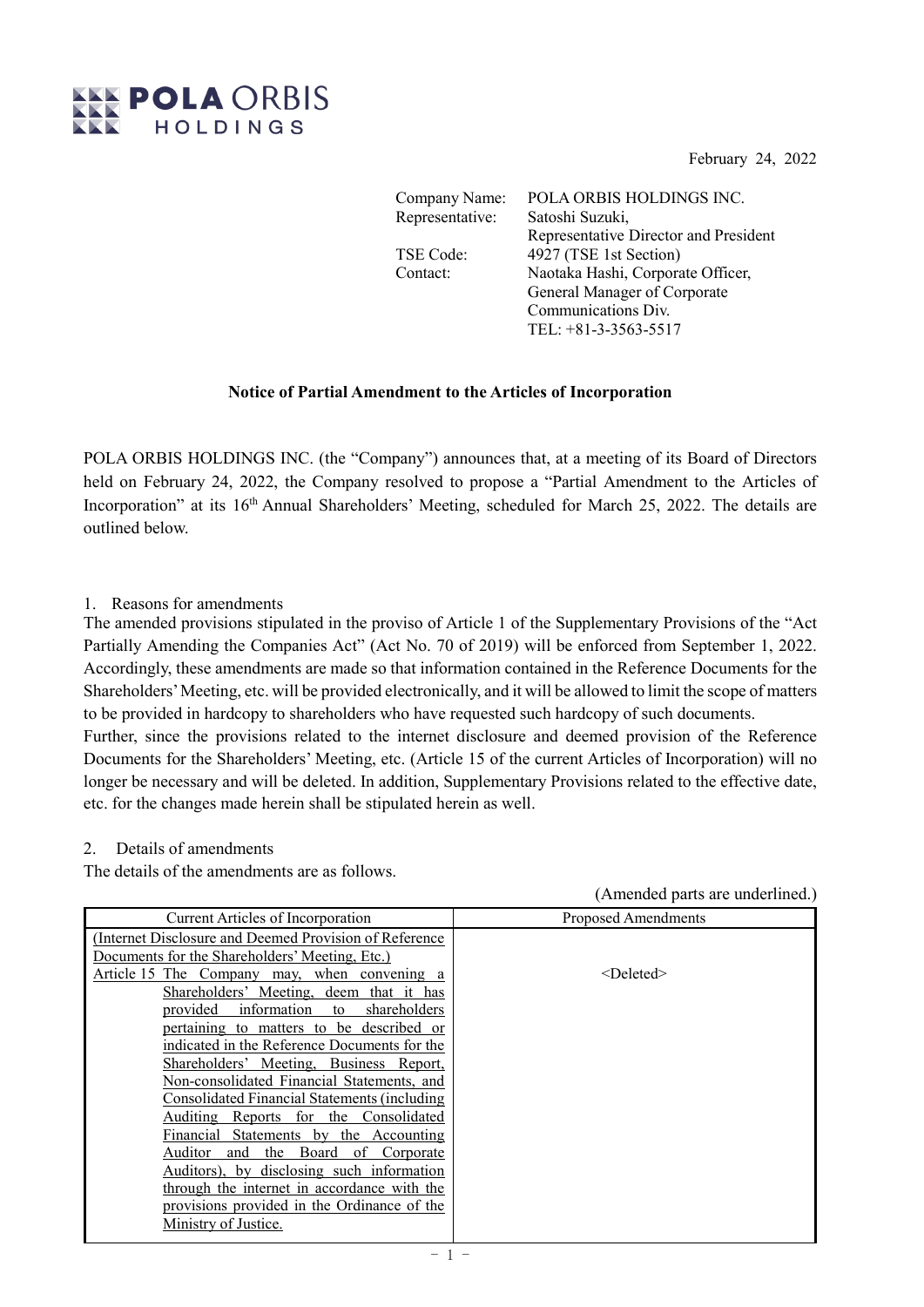POLA ORBIS HOLDINGS

February 24, 2022

Company Name: POLA ORBIS HOLDINGS INC.
Representative: Satoshi Suzuki, Representative Director and President
TSE Code: 4927 (TSE 1st Section)
Contact: Naotaka Hashi, Corporate Officer, General Manager of Corporate Communications Div.
TEL: +81-3-3563-5517

## Notice of Partial Amendment to the Articles of Incorporation

POLA ORBIS HOLDINGS INC. (the "Company") announces that, at a meeting of its Board of Directors held on February 24, 2022, the Company resolved to propose a "Partial Amendment to the Articles of Incorporation" at its 16th Annual Shareholders' Meeting, scheduled for March 25, 2022. The details are outlined below.

1. Reasons for amendments

The amended provisions stipulated in the proviso of Article 1 of the Supplementary Provisions of the "Act Partially Amending the Companies Act" (Act No. 70 of 2019) will be enforced from September 1, 2022. Accordingly, these amendments are made so that information contained in the Reference Documents for the Shareholders' Meeting, etc. will be provided electronically, and it will be allowed to limit the scope of matters to be provided in hardcopy to shareholders who have requested such hardcopy of such documents.

Further, since the provisions related to the internet disclosure and deemed provision of the Reference Documents for the Shareholders' Meeting, etc. (Article 15 of the current Articles of Incorporation) will no longer be necessary and will be deleted. In addition, Supplementary Provisions related to the effective date, etc. for the changes made herein shall be stipulated herein as well.

2. Details of amendments

The details of the amendments are as follows.

(Amended parts are underlined.)

| Current Articles of Incorporation | Proposed Amendments |
|---|---|
| (Internet Disclosure and Deemed Provision of Reference Documents for the Shareholders' Meeting, Etc.)<br>Article 15 The Company may, when convening a Shareholders' Meeting, deem that it has provided information to shareholders pertaining to matters to be described or indicated in the Reference Documents for the Shareholders' Meeting, Business Report, Non-consolidated Financial Statements, and Consolidated Financial Statements (including Auditing Reports for the Consolidated Financial Statements by the Accounting Auditor and the Board of Corporate Auditors), by disclosing such information through the internet in accordance with the provisions provided in the Ordinance of the Ministry of Justice. | <Deleted> |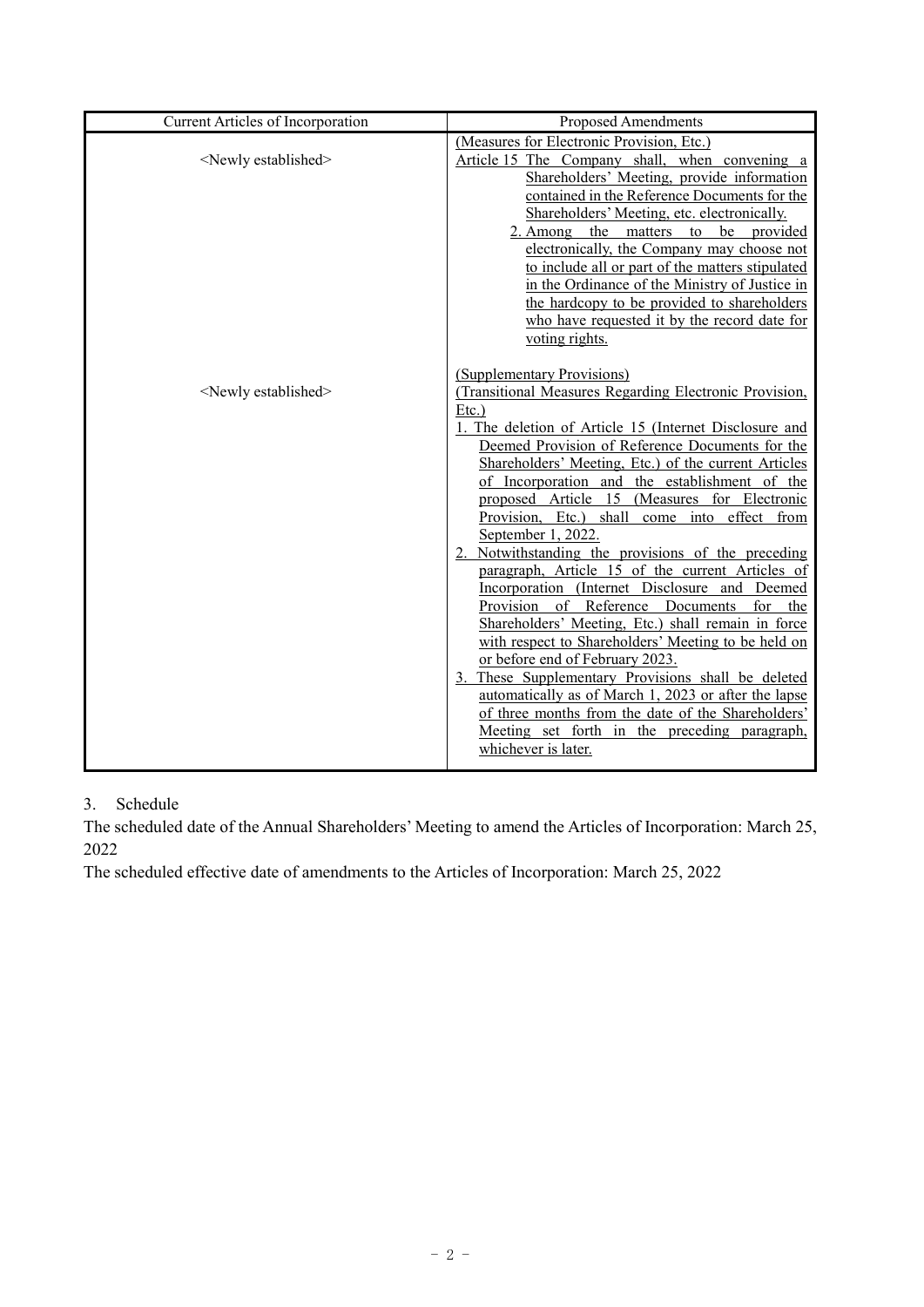| Current Articles of Incorporation | Proposed Amendments |
| --- | --- |
| <Newly established> | (Measures for Electronic Provision, Etc.)<br>Article 15 The Company shall, when convening a Shareholders' Meeting, provide information contained in the Reference Documents for the Shareholders' Meeting, etc. electronically.<br>2. Among the matters to be provided electronically, the Company may choose not to include all or part of the matters stipulated in the Ordinance of the Ministry of Justice in the hardcopy to be provided to shareholders who have requested it by the record date for voting rights. |
| <Newly established> | (Supplementary Provisions)<br>(Transitional Measures Regarding Electronic Provision, Etc.)<br>1. The deletion of Article 15 (Internet Disclosure and Deemed Provision of Reference Documents for the Shareholders' Meeting, Etc.) of the current Articles of Incorporation and the establishment of the proposed Article 15 (Measures for Electronic Provision, Etc.) shall come into effect from September 1, 2022.<br>2. Notwithstanding the provisions of the preceding paragraph, Article 15 of the current Articles of Incorporation (Internet Disclosure and Deemed Provision of Reference Documents for the Shareholders' Meeting, Etc.) shall remain in force with respect to Shareholders' Meeting to be held on or before end of February 2023.<br>3. These Supplementary Provisions shall be deleted automatically as of March 1, 2023 or after the lapse of three months from the date of the Shareholders' Meeting set forth in the preceding paragraph, whichever is later. |

3. Schedule

The scheduled date of the Annual Shareholders' Meeting to amend the Articles of Incorporation: March 25, 2022

The scheduled effective date of amendments to the Articles of Incorporation: March 25, 2022